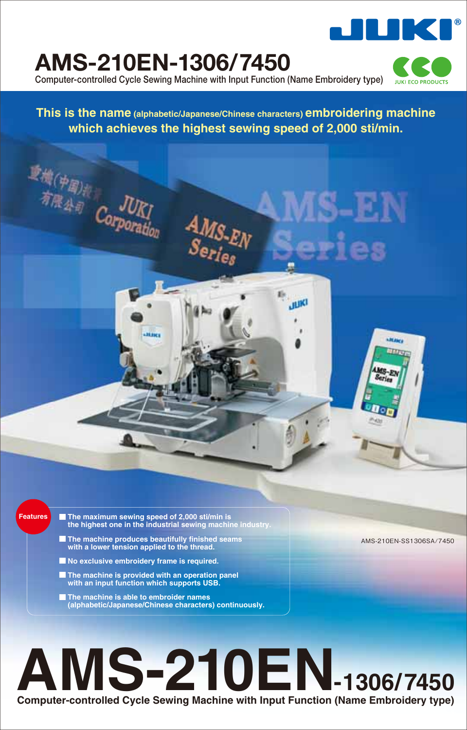# AMS-210EN-1306/7450

Computer-controlled Cycle Sewing Machine with Input Function (Name Embroidery type)

JUKI ECO PRODUCTS

**This is the name (alphabetic/Japanese/Chinese characters) embroidering machine which achieves the highest sewing speed of 2,000 sti/min.**

AMS-210EN-SS1306SA/7450

**Features**

- The maximum sewing speed of 2,000 sti/min is the highest one in the industrial sewing machine industry.
- The machine produces beautifully finished seams with a lower tension applied to the thread.
- No exclusive embroidery frame is required.
- The machine is provided with an operation panel with an input function which supports USB.
- The machine is able to embroider names (alphabetic/Japanese/Chinese characters) continuously.

# AMS-210EN-1306/7450

**Computer-controlled Cycle Sewing Machine with Input Function (Name Embroidery type)**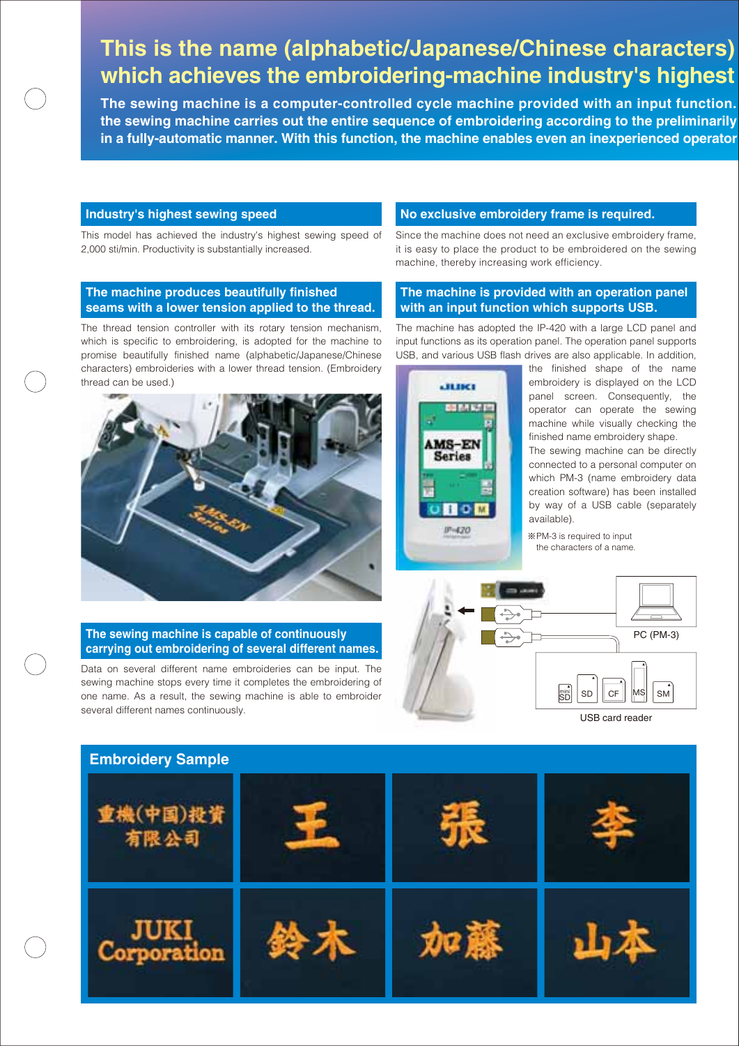# This is the name (alphabetic/Japanese/Chinese characters) which achieves the embroidering-machine industry's highest

**The sewing machine is a computer-controlled cycle machine provided with an input function. the sewing machine carries out the entire sequence of embroidering according to the preliminarily in a fully-automatic manner. With this function, the machine enables even an inexperienced operator**

## Industry's highest sewing speed

This model has achieved the industry's highest sewing speed of 2,000 sti/min. Productivity is substantially increased.

## The machine produces beautifully finished seams with a lower tension applied to the thread.

The thread tension controller with its rotary tension mechanism, which is specific to embroidering, is adopted for the machine to promise beautifully finished name (alphabetic/Japanese/Chinese characters) embroideries with a lower thread tension. (Embroidery thread can be used.)

## The sewing machine is capable of continuously carrying out embroidering of several different names.

Data on several different name embroideries can be input. The sewing machine stops every time it completes the embroidering of one name. As a result, the sewing machine is able to embroider several different names continuously.

## No exclusive embroidery frame is required.

Since the machine does not need an exclusive embroidery frame, it is easy to place the product to be embroidered on the sewing machine, thereby increasing work efficiency.

## The machine is provided with an operation panel with an input function which supports USB.

The machine has adopted the IP-420 with a large LCD panel and input functions as its operation panel. The operation panel supports USB, and various USB flash drives are also applicable. In addition, the finished shape of the name embroidery is displayed on the LCD panel screen. Consequently, the operator can operate the sewing machine while visually checking the finished name embroidery shape.

The sewing machine can be directly connected to a personal computer on which PM-3 (name embroidery data creation software) has been installed by way of a USB cable (separately available).

※PM-3 is required to input the characters of a name.

PC (PM-3)

USB card reader

## Embroidery Sample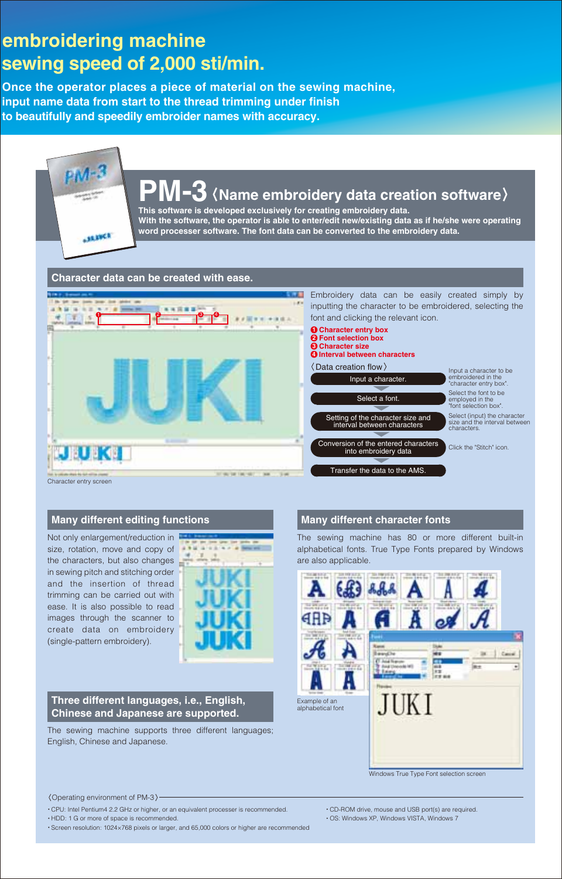# embroidering machine sewing speed of 2,000 sti/min.

**Once the operator places a piece of material on the sewing machine, input name data from start to the thread trimming under finish to beautifully and speedily embroider names with accuracy.**

## PM-3 〈Name embroidery data creation software〉

**This software is developed exclusively for creating embroidery data. With the software, the operator is able to enter/edit new/existing data as if he/she were operating word processer software. The font data can be converted to the embroidery data.**

### Character data can be created with ease.

Character entry screen

Embroidery data can be easily created simply by inputting the character to be embroidered, selecting the font and clicking the relevant icon.

1. Character entry box
2. Font selection box
3. Character size
4. Interval between characters

〈Data creation flow〉

- Input a character. — Input a character to be embroidered in the "character entry box".
- Select a font. — Select the font to be employed in the "font selection box".
- Setting of the character size and interval between characters — Select (input) the character size and the interval between characters.
- Conversion of the entered characters into embroidery data — Click the "Stitch" icon.
- Transfer the data to the AMS.

### Many different editing functions

Not only enlargement/reduction in size, rotation, move and copy of the characters, but also changes in sewing pitch and stitching order and the insertion of thread trimming can be carried out with ease. It is also possible to read images through the scanner to create data on embroidery (single-pattern embroidery).

### Many different character fonts

The sewing machine has 80 or more different built-in alphabetical fonts. True Type Fonts prepared by Windows are also applicable.

Example of an alphabetical font

Windows True Type Font selection screen

### Three different languages, i.e., English, Chinese and Japanese are supported.

The sewing machine supports three different languages; English, Chinese and Japanese.

〈Operating environment of PM-3〉

- CPU: Intel Pentium4 2.2 GHz or higher, or an equivalent processer is recommended.
- HDD: 1 G or more of space is recommended.
- Screen resolution: 1024×768 pixels or larger, and 65,000 colors or higher are recommended
- CD-ROM drive, mouse and USB port(s) are required.
- OS: Windows XP, Windows VISTA, Windows 7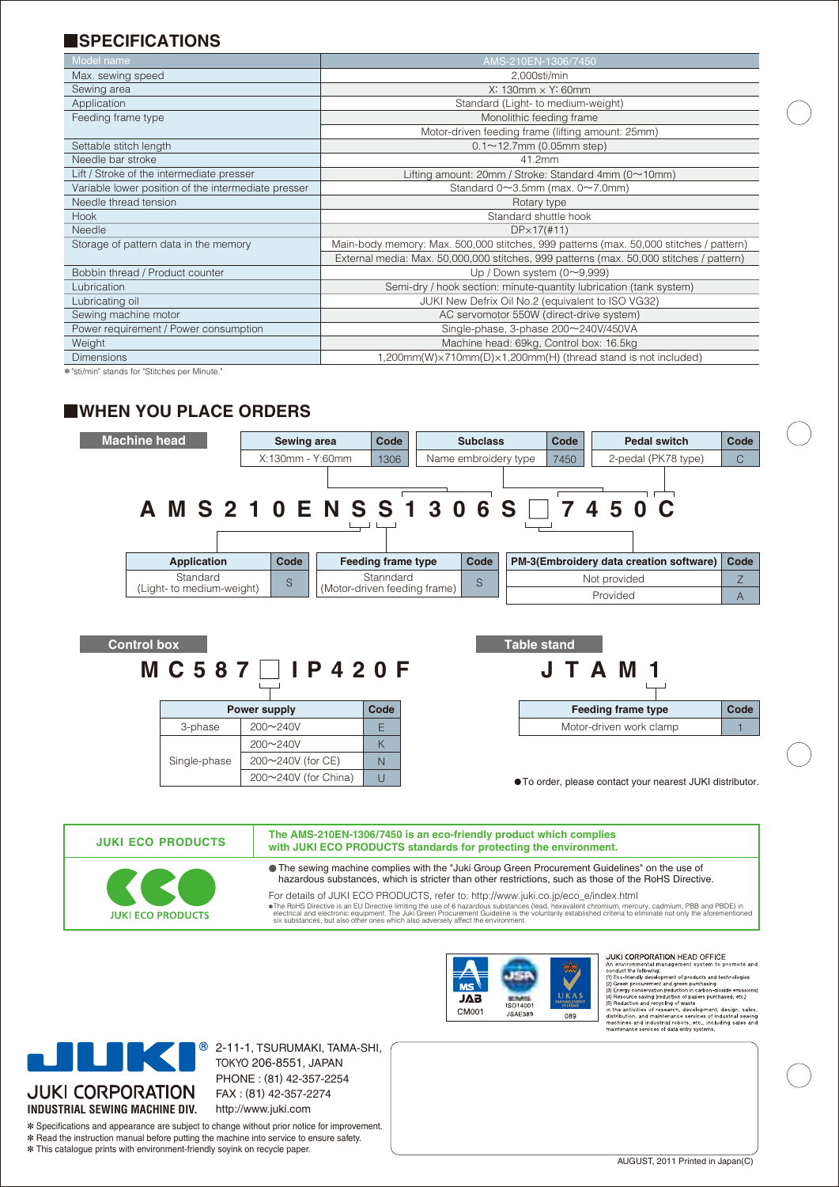## SPECIFICATIONS

| Model name | AMS-210EN-1306/7450 |
|---|---|
| Max. sewing speed | 2,000sti/min |
| Sewing area | X: 130mm × Y: 60mm |
| Application | Standard (Light- to medium-weight) |
| Feeding frame type | Monolithic feeding frame |
| | Motor-driven feeding frame (lifting amount: 25mm) |
| Settable stitch length | 0.1〜12.7mm (0.05mm step) |
| Needle bar stroke | 41.2mm |
| Lift / Stroke of the intermediate presser | Lifting amount: 20mm / Stroke: Standard 4mm (0〜10mm) |
| Variable lower position of the intermediate presser | Standard 0〜3.5mm (max. 0〜7.0mm) |
| Needle thread tension | Rotary type |
| Hook | Standard shuttle hook |
| Needle | DP×17(#11) |
| Storage of pattern data in the memory | Main-body memory: Max. 500,000 stitches, 999 patterns (max. 50,000 stitches / pattern) |
| | External media: Max. 50,000,000 stitches, 999 patterns (max. 50,000 stitches / pattern) |
| Bobbin thread / Product counter | Up / Down system (0〜9,999) |
| Lubrication | Semi-dry / hook section: minute-quantity lubrication (tank system) |
| Lubricating oil | JUKI New Defrix Oil No.2 (equivalent to ISO VG32) |
| Sewing machine motor | AC servomotor 550W (direct-drive system) |
| Power requirement / Power consumption | Single-phase, 3-phase 200〜240V/450VA |
| Weight | Machine head: 69kg, Control box: 16.5kg |
| Dimensions | 1,200mm(W)×710mm(D)×1,200mm(H) (thread stand is not included) |

* "sti/min" stands for "Stitches per Minute."

## WHEN YOU PLACE ORDERS

### Machine head

**AMS210ENSS1306S□7450C**

| Sewing area | Code |
|---|---|
| X:130mm - Y:60mm | 1306 |

| Subclass | Code |
|---|---|
| Name embroidery type | 7450 |

| Pedal switch | Code |
|---|---|
| 2-pedal (PK78 type) | C |

| Application | Code |
|---|---|
| Standard (Light- to medium-weight) | S |

| Feeding frame type | Code |
|---|---|
| Standard (Motor-driven feeding frame) | S |

| PM-3(Embroidery data creation software) | Code |
|---|---|
| Not provided | Z |
| Provided | A |

### Control box

**MC587□IP420F**

| Power supply | | Code |
|---|---|---|
| 3-phase | 200〜240V | E |
| Single-phase | 200〜240V | K |
| | 200〜240V (for CE) | N |
| | 200〜240V (for China) | U |

### Table stand

**JTAM1**

| Feeding frame type | Code |
|---|---|
| Motor-driven work clamp | 1 |

● To order, please contact your nearest JUKI distributor.

**JUKI ECO PRODUCTS**

**The AMS-210EN-1306/7450 is an eco-friendly product which complies with JUKI ECO PRODUCTS standards for protecting the environment.**

● The sewing machine complies with the "Juki Group Green Procurement Guidelines" on the use of hazardous substances, which is stricter than other restrictions, such as those of the RoHS Directive.

For details of JUKI ECO PRODUCTS, refer to: http://www.juki.co.jp/eco_e/index.html

* The RoHS Directive is an EU Directive limiting the use of 6 hazardous substances (lead, hexavalent chromium, mercury, cadmium, PBB and PBDE) in electrical and electronic equipment. The Juki Green Procurement Guideline is the voluntarily established criteria to eliminate not only the aforementioned six substances, but also other ones which also adversely affect the environment.

JAB CM001 ISO14001 JSAE389 UKAS 089

JUKI CORPORATION HEAD OFFICE
An environmental management system to promote and conduct the following:
(1) Eco-friendly development of products and technologies
(2) Green procurement and green purchasing
(3) Energy conservation (reduction in carbon-dioxide emissions)
(4) Resource saving (reduction of papers purchased, etc.)
(5) Reduction and recycling of waste
in the activities of research, development, design, sales, distribution, and maintenance services of industrial sewing machines and industrial robots, etc., including sales and maintenance services of data entry systems.

**JUKI CORPORATION**
**INDUSTRIAL SEWING MACHINE DIV.**

2-11-1, TSURUMAKI, TAMA-SHI, TOKYO 206-8551, JAPAN
PHONE : (81) 42-357-2254
FAX : (81) 42-357-2274
http://www.juki.com

* Specifications and appearance are subject to change without prior notice for improvement.
* Read the instruction manual before putting the machine into service to ensure safety.
* This catalogue prints with environment-friendly soyink on recycle paper.

AUGUST, 2011 Printed in Japan(C)